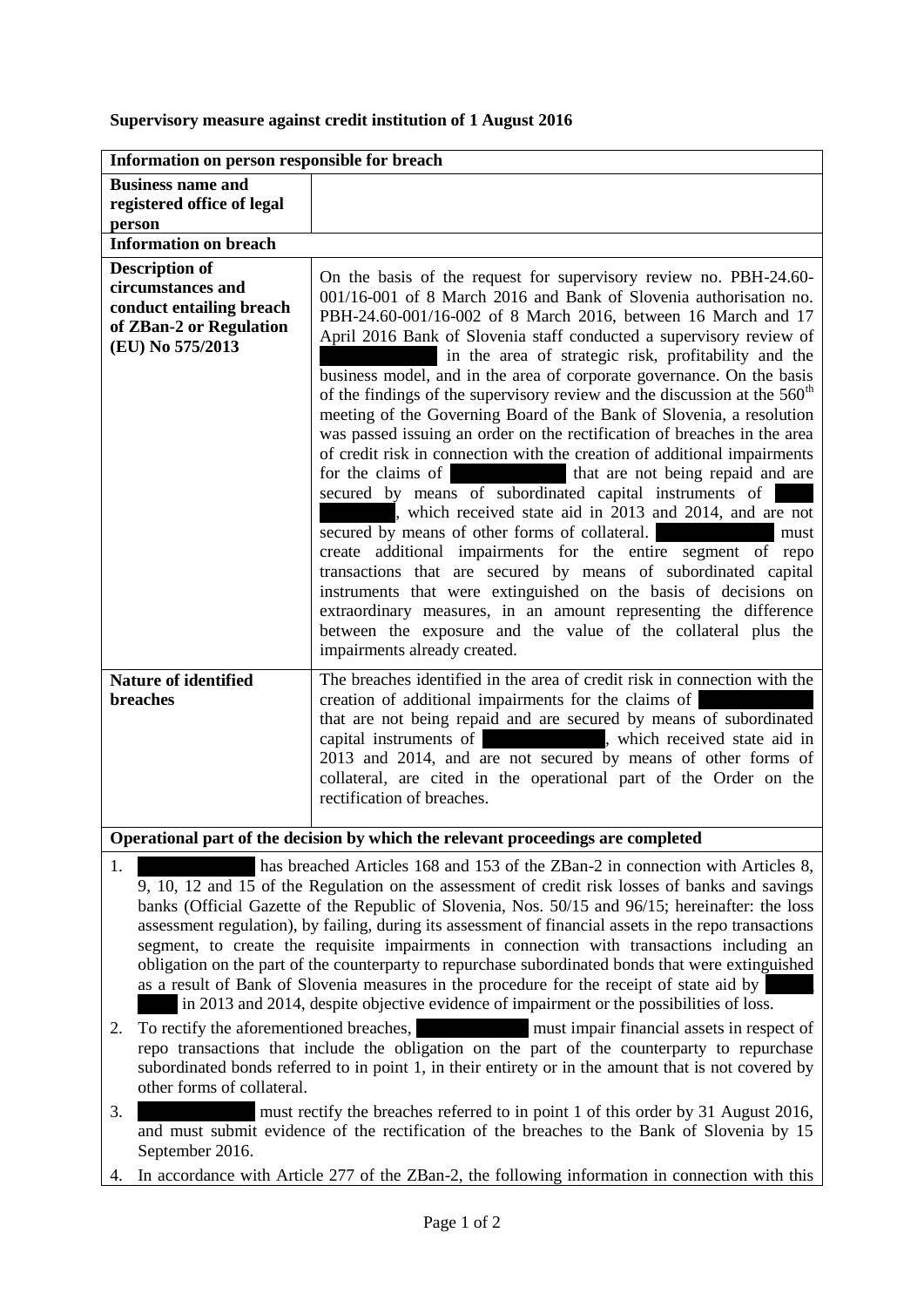**Supervisory measure against credit institution of 1 August 2016**

| Information on person responsible for breach | |
|---|---|
| **Business name and registered office of legal person** | |
| **Information on breach** | |
| **Description of circumstances and conduct entailing breach of ZBan-2 or Regulation (EU) No 575/2013** | On the basis of the request for supervisory review no. PBH-24.60-001/16-001 of 8 March 2016 and Bank of Slovenia authorisation no. PBH-24.60-001/16-002 of 8 March 2016, between 16 March and 17 April 2016 Bank of Slovenia staff conducted a supervisory review of in the area of strategic risk, profitability and the business model, and in the area of corporate governance. On the basis of the findings of the supervisory review and the discussion at the 560th meeting of the Governing Board of the Bank of Slovenia, a resolution was passed issuing an order on the rectification of breaches in the area of credit risk in connection with the creation of additional impairments for the claims of that are not being repaid and are secured by means of subordinated capital instruments of , which received state aid in 2013 and 2014, and are not secured by means of other forms of collateral. must create additional impairments for the entire segment of repo transactions that are secured by means of subordinated capital instruments that were extinguished on the basis of decisions on extraordinary measures, in an amount representing the difference between the exposure and the value of the collateral plus the impairments already created. |
| **Nature of identified breaches** | The breaches identified in the area of credit risk in connection with the creation of additional impairments for the claims of that are not being repaid and are secured by means of subordinated capital instruments of , which received state aid in 2013 and 2014, and are not secured by means of other forms of collateral, are cited in the operational part of the Order on the rectification of breaches. |

**Operational part of the decision by which the relevant proceedings are completed**

1. has breached Articles 168 and 153 of the ZBan-2 in connection with Articles 8, 9, 10, 12 and 15 of the Regulation on the assessment of credit risk losses of banks and savings banks (Official Gazette of the Republic of Slovenia, Nos. 50/15 and 96/15; hereinafter: the loss assessment regulation), by failing, during its assessment of financial assets in the repo transactions segment, to create the requisite impairments in connection with transactions including an obligation on the part of the counterparty to repurchase subordinated bonds that were extinguished as a result of Bank of Slovenia measures in the procedure for the receipt of state aid by in 2013 and 2014, despite objective evidence of impairment or the possibilities of loss.
2. To rectify the aforementioned breaches, must impair financial assets in respect of repo transactions that include the obligation on the part of the counterparty to repurchase subordinated bonds referred to in point 1, in their entirety or in the amount that is not covered by other forms of collateral.
3. must rectify the breaches referred to in point 1 of this order by 31 August 2016, and must submit evidence of the rectification of the breaches to the Bank of Slovenia by 15 September 2016.
4. In accordance with Article 277 of the ZBan-2, the following information in connection with this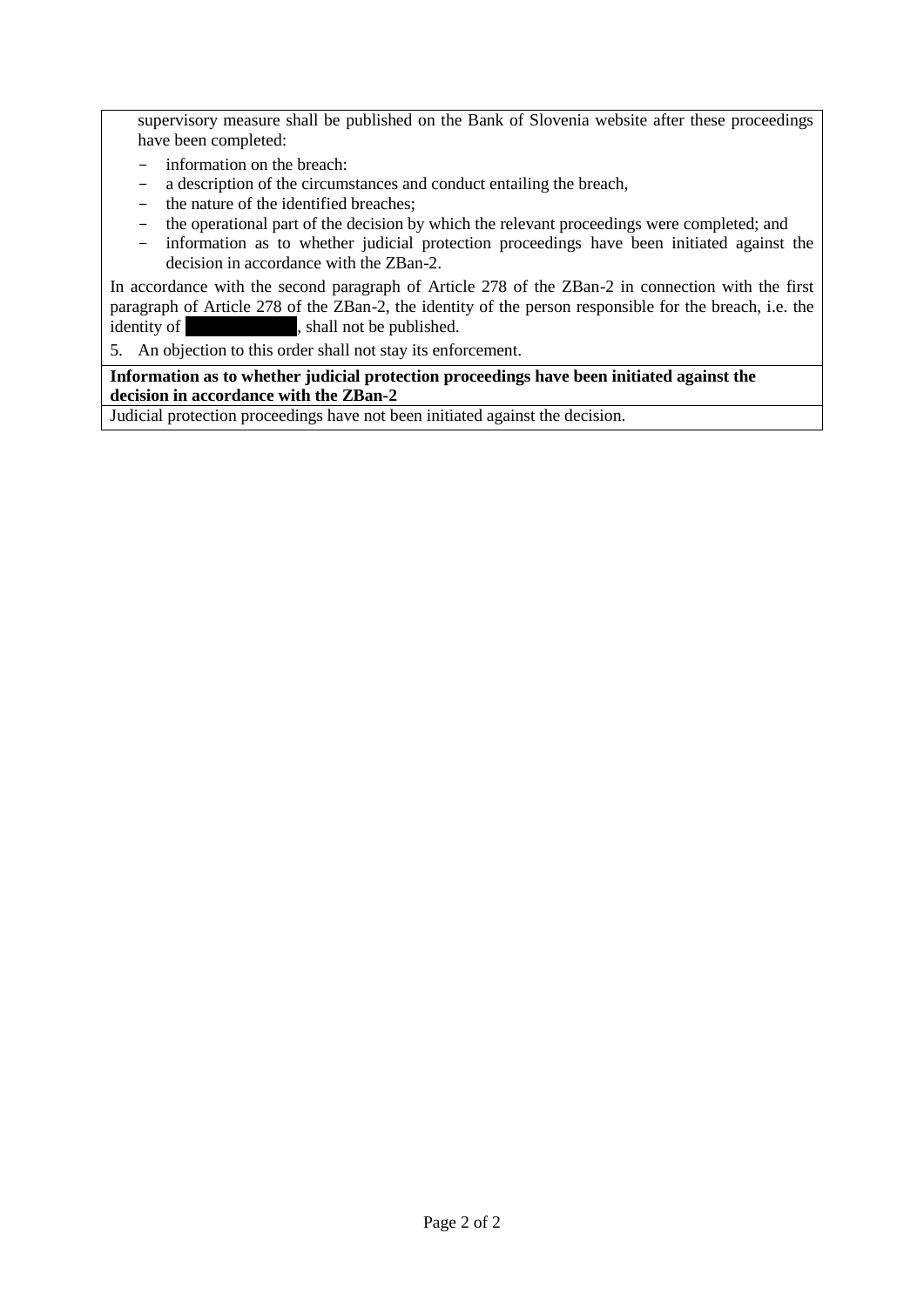supervisory measure shall be published on the Bank of Slovenia website after these proceedings have been completed:

- information on the breach:
- a description of the circumstances and conduct entailing the breach,
- the nature of the identified breaches;
- the operational part of the decision by which the relevant proceedings were completed; and
- information as to whether judicial protection proceedings have been initiated against the decision in accordance with the ZBan-2.

In accordance with the second paragraph of Article 278 of the ZBan-2 in connection with the first paragraph of Article 278 of the ZBan-2, the identity of the person responsible for the breach, i.e. the identity of [redacted], shall not be published.

5. An objection to this order shall not stay its enforcement.

**Information as to whether judicial protection proceedings have been initiated against the decision in accordance with the ZBan-2**

Judicial protection proceedings have not been initiated against the decision.